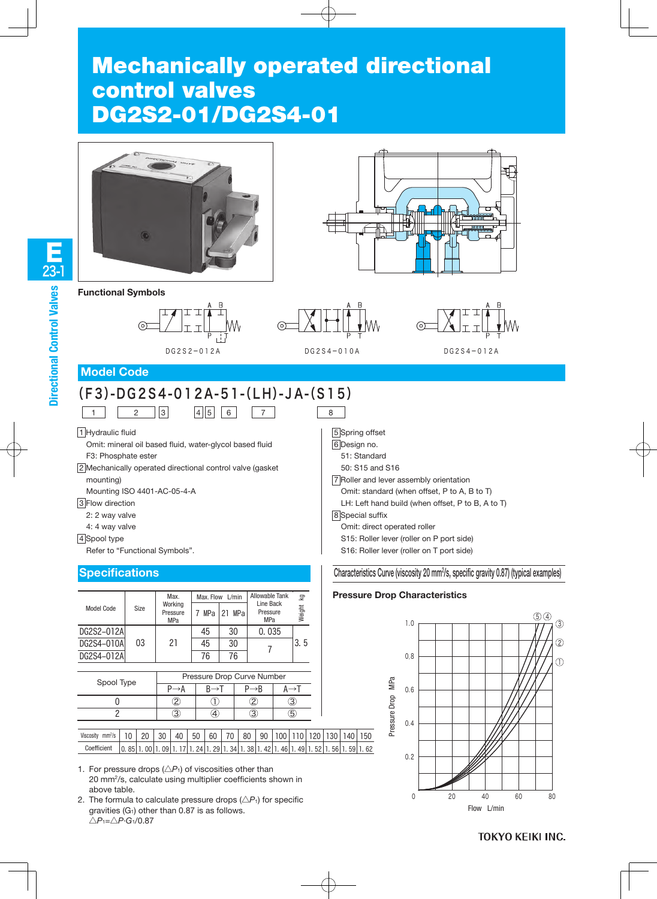# Mechanically operated directional control valves DG2S2-01/DG2S4-01

**Functional Symbols**

DG2S2−012A　　DG2S4−010A　　DG2S4−012A

## Model Code

**(F3)-DG2S4-012A-51-(LH)-JA-(S15)**

1 | 2 | 3 | 4 | 5 | 6 | 7 | 8

1. Hydraulic fluid
   Omit: mineral oil based fluid, water-glycol based fluid
   F3: Phosphate ester
2. Mechanically operated directional control valve (gasket mounting)
   Mounting ISO 4401-AC-05-4-A
3. Flow direction
   2: 2 way valve
   4: 4 way valve
4. Spool type
   Refer to "Functional Symbols".
5. Spring offset
6. Design no.
   51: Standard
   50: S15 and S16
7. Roller and lever assembly orientation
   Omit: standard (when offset, P to A, B to T)
   LH: Left hand build (when offset, P to B, A to T)
8. Special suffix
   Omit: direct operated roller
   S15: Roller lever (roller on P port side)
   S16: Roller lever (roller on T port side)

## Specifications

| Model Code | Size | Max. Working Pressure MPa | Max. Flow L/min 7 MPa | Max. Flow L/min 21 MPa | Allowable Tank Line Back Pressure MPa | Weight kg |
|---|---|---|---|---|---|---|
| DG2S2−012A | 03 | 21 | 45 | 30 | 0.035 | 3.5 |
| DG2S4−010A | | | 45 | 30 | 7 | |
| DG2S4−012A | | | 76 | 76 | | |

| Spool Type | Pressure Drop Curve Number P→A | B→T | P→B | A→T |
|---|---|---|---|---|
| 0 | ② | ① | ② | ③ |
| 2 | ③ | ④ | ③ | ⑤ |

| Viscosity mm²/s | 10 | 20 | 30 | 40 | 50 | 60 | 70 | 80 | 90 | 100 | 110 | 120 | 130 | 140 | 150 |
|---|---|---|---|---|---|---|---|---|---|---|---|---|---|---|---|
| Coefficient | 0.85 | 1.00 | 1.09 | 1.17 | 1.24 | 1.29 | 1.34 | 1.38 | 1.42 | 1.46 | 1.49 | 1.52 | 1.56 | 1.59 | 1.62 |

1. For pressure drops ($\triangle P_1$) of viscosities other than 20 mm²/s, calculate using multiplier coefficients shown in above table.
2. The formula to calculate pressure drops ($\triangle P_1$) for specific gravities ($G_1$) other than 0.87 is as follows.
   $\triangle P_1 = \triangle P \cdot G_1 / 0.87$

**Characteristics Curve (viscosity 20 mm²/s, specific gravity 0.87) (typical examples)**

**Pressure Drop Characteristics**

Pressure Drop MPa (0–1.0) vs. Flow L/min (0–80); curves ① ② ③ ④ ⑤

TOKYO KEIKI INC.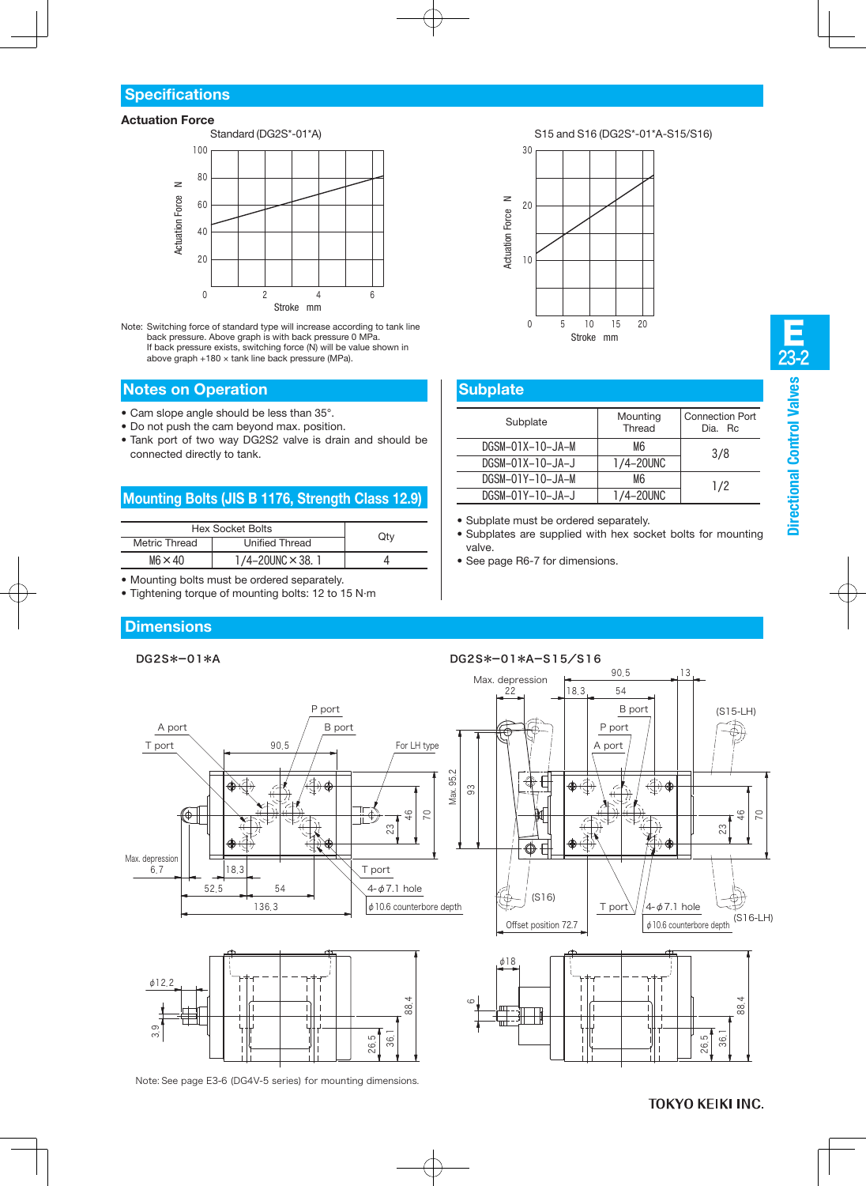## Specifications

### Actuation Force

Standard (DG2S*-01*A)

S15 and S16 (DG2S*-01*A-S15/S16)

Note: Switching force of standard type will increase according to tank line back pressure. Above graph is with back pressure 0 MPa. If back pressure exists, switching force (N) will be value shown in above graph +180 × tank line back pressure (MPa).

## Notes on Operation

- Cam slope angle should be less than 35°.
- Do not push the cam beyond max. position.
- Tank port of two way DG2S2 valve is drain and should be connected directly to tank.

## Mounting Bolts (JIS B 1176, Strength Class 12.9)

| Hex Socket Bolts | | Qty |
|---|---|---|
| Metric Thread | Unified Thread | |
| M6×40 | 1/4-20UNC×38.1 | 4 |

- Mounting bolts must be ordered separately.
- Tightening torque of mounting bolts: 12 to 15 N·m

## Subplate

| Subplate | Mounting Thread | Connection Port Dia. Rc |
|---|---|---|
| DGSM-01X-10-JA-M | M6 | 3/8 |
| DGSM-01X-10-JA-J | 1/4-20UNC | |
| DGSM-01Y-10-JA-M | M6 | 1/2 |
| DGSM-01Y-10-JA-J | 1/4-20UNC | |

- Subplate must be ordered separately.
- Subplates are supplied with hex socket bolts for mounting valve.
- See page R6-7 for dimensions.

## Dimensions

DG2S*-01*A

DG2S*-01*A-S15/S16

Note: See page E3-6 (DG4V-5 series) for mounting dimensions.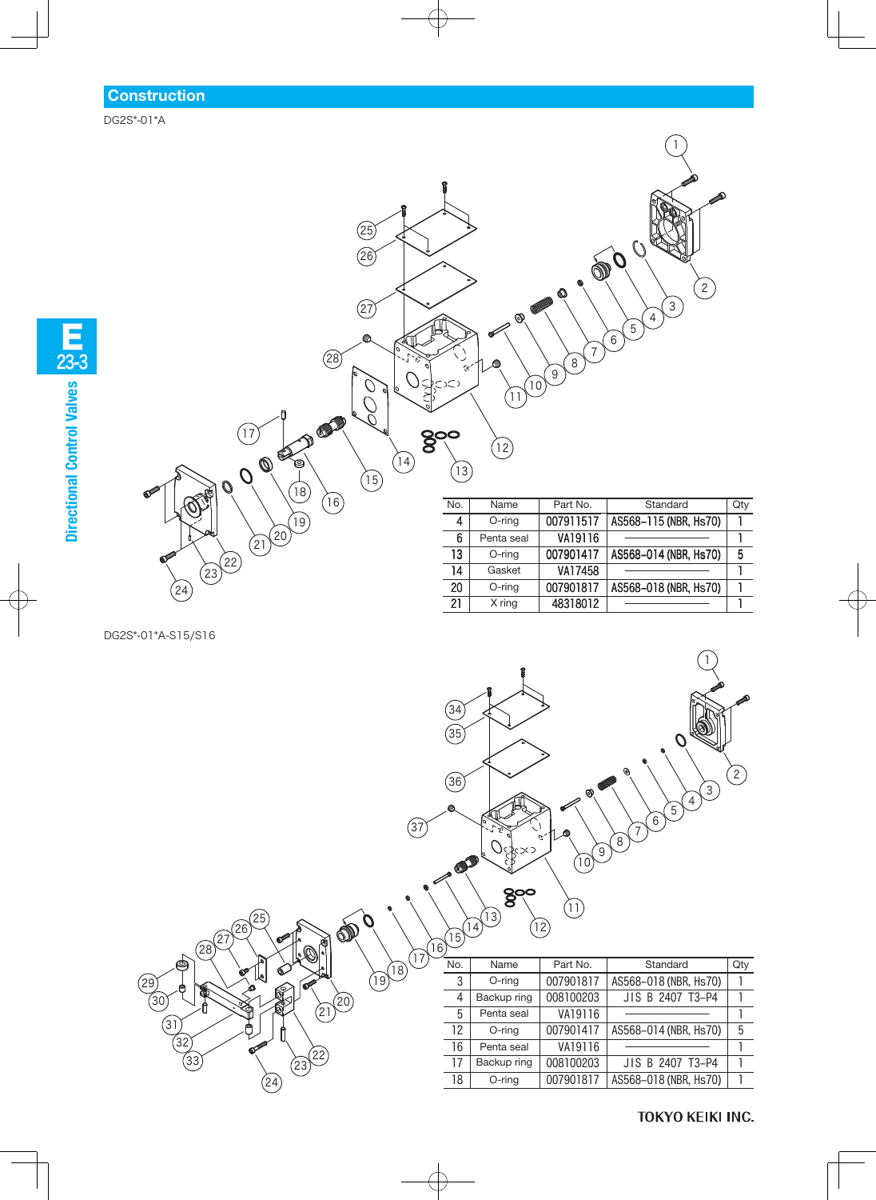## Construction

DG2S*-01*A

| No. | Name | Part No. | Standard | Qty |
|---|---|---|---|---|
| 4 | O-ring | 007911517 | AS568–115 (NBR, Hs70) | 1 |
| 6 | Penta seal | VA19116 | ――――――― | 1 |
| 13 | O-ring | 007901417 | AS568–014 (NBR, Hs70) | 5 |
| 14 | Gasket | VA17458 | ――――――― | 1 |
| 20 | O-ring | 007901817 | AS568–018 (NBR, Hs70) | 1 |
| 21 | X ring | 48318012 | ――――――― | 1 |

DG2S*-01*A-S15/S16

| No. | Name | Part No. | Standard | Qty |
|---|---|---|---|---|
| 3 | O-ring | 007901817 | AS568–018 (NBR, Hs70) | 1 |
| 4 | Backup ring | 008100203 | JIS B 2407 T3–P4 | 1 |
| 5 | Penta seal | VA19116 | ――――――― | 1 |
| 12 | O-ring | 007901417 | AS568–014 (NBR, Hs70) | 5 |
| 16 | Penta seal | VA19116 | ――――――― | 1 |
| 17 | Backup ring | 008100203 | JIS B 2407 T3–P4 | 1 |
| 18 | O-ring | 007901817 | AS568–018 (NBR, Hs70) | 1 |

TOKYO KEIKI INC.